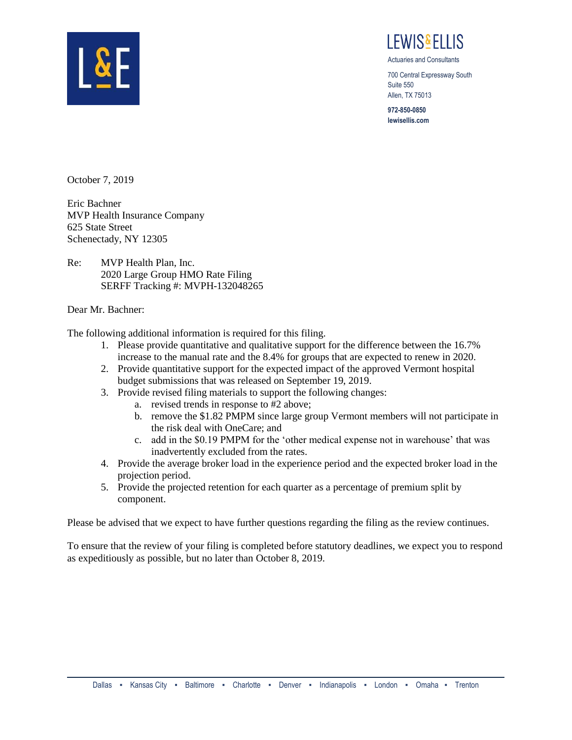LEWIS & ELLIS

Actuaries and Consultants

700 Central Expressway South
Suite 550
Allen, TX 75013

**972-850-0850**
**lewisellis.com**

October 7, 2019

Eric Bachner
MVP Health Insurance Company
625 State Street
Schenectady, NY 12305

Re: MVP Health Plan, Inc.
2020 Large Group HMO Rate Filing
SERFF Tracking #: MVPH-132048265

Dear Mr. Bachner:

The following additional information is required for this filing.

1. Please provide quantitative and qualitative support for the difference between the 16.7% increase to the manual rate and the 8.4% for groups that are expected to renew in 2020.
2. Provide quantitative support for the expected impact of the approved Vermont hospital budget submissions that was released on September 19, 2019.
3. Provide revised filing materials to support the following changes:
   a. revised trends in response to #2 above;
   b. remove the $1.82 PMPM since large group Vermont members will not participate in the risk deal with OneCare; and
   c. add in the $0.19 PMPM for the 'other medical expense not in warehouse' that was inadvertently excluded from the rates.
4. Provide the average broker load in the experience period and the expected broker load in the projection period.
5. Provide the projected retention for each quarter as a percentage of premium split by component.

Please be advised that we expect to have further questions regarding the filing as the review continues.

To ensure that the review of your filing is completed before statutory deadlines, we expect you to respond as expeditiously as possible, but no later than October 8, 2019.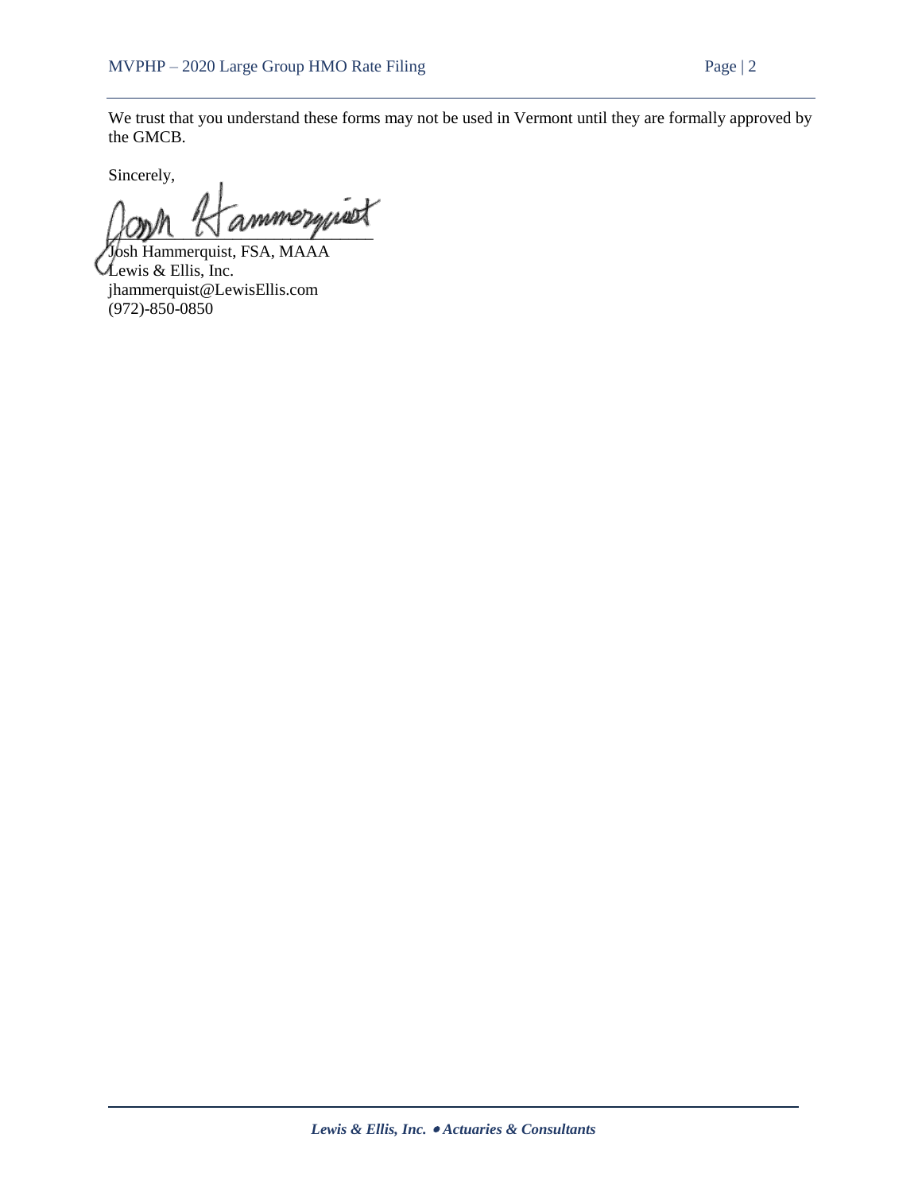We trust that you understand these forms may not be used in Vermont until they are formally approved by the GMCB.

Sincerely,

Josh Hammerquist, FSA, MAAA
Lewis & Ellis, Inc.
jhammerquist@LewisEllis.com
(972)-850-0850